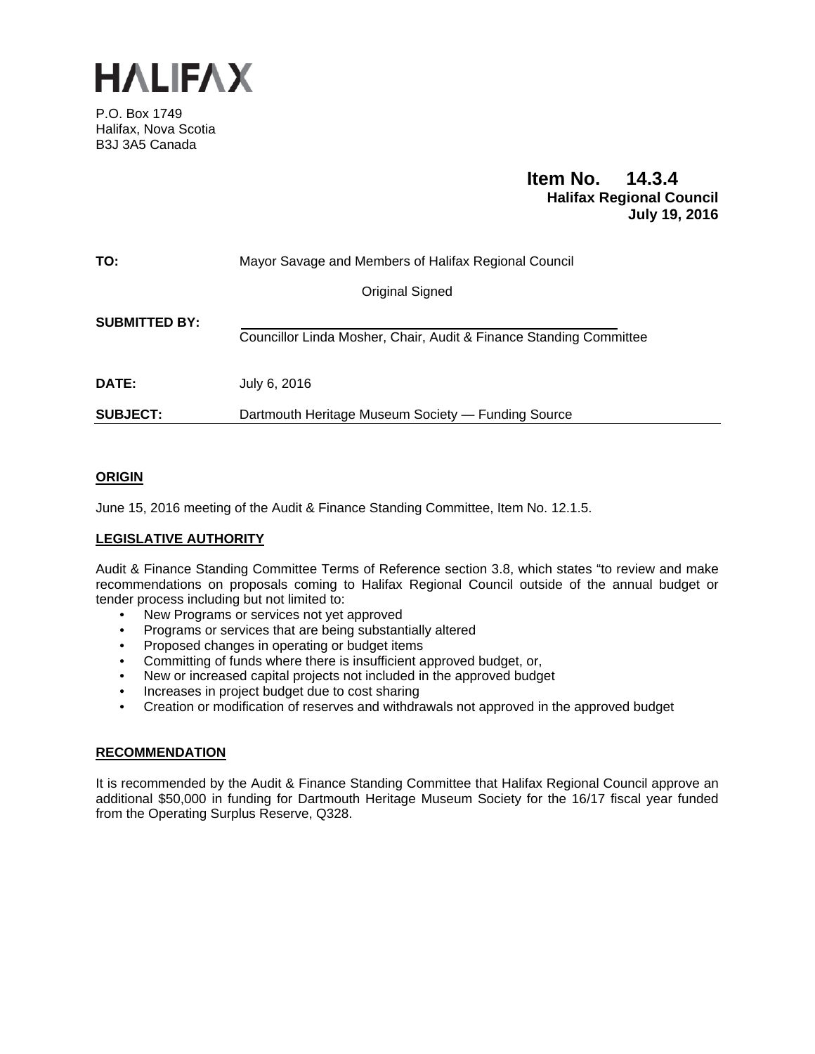# HALIFAX

P.O. Box 1749
Halifax, Nova Scotia
B3J 3A5 Canada

**Item No. 14.3.4**
**Halifax Regional Council**
**July 19, 2016**

**TO:** Mayor Savage and Members of Halifax Regional Council

Original Signed

**SUBMITTED BY:** Councillor Linda Mosher, Chair, Audit & Finance Standing Committee

**DATE:** July 6, 2016

**SUBJECT:** Dartmouth Heritage Museum Society — Funding Source

## ORIGIN

June 15, 2016 meeting of the Audit & Finance Standing Committee, Item No. 12.1.5.

## LEGISLATIVE AUTHORITY

Audit & Finance Standing Committee Terms of Reference section 3.8, which states "to review and make recommendations on proposals coming to Halifax Regional Council outside of the annual budget or tender process including but not limited to:

- New Programs or services not yet approved
- Programs or services that are being substantially altered
- Proposed changes in operating or budget items
- Committing of funds where there is insufficient approved budget, or,
- New or increased capital projects not included in the approved budget
- Increases in project budget due to cost sharing
- Creation or modification of reserves and withdrawals not approved in the approved budget

## RECOMMENDATION

It is recommended by the Audit & Finance Standing Committee that Halifax Regional Council approve an additional $50,000 in funding for Dartmouth Heritage Museum Society for the 16/17 fiscal year funded from the Operating Surplus Reserve, Q328.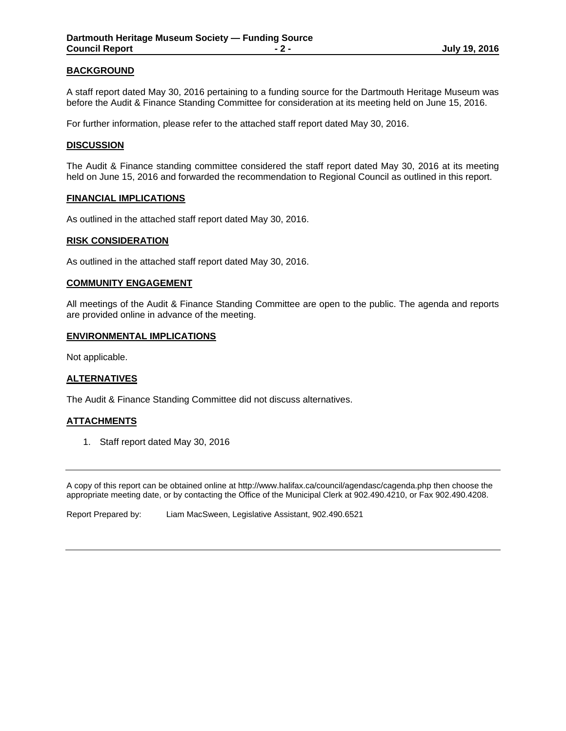## BACKGROUND

A staff report dated May 30, 2016 pertaining to a funding source for the Dartmouth Heritage Museum was before the Audit & Finance Standing Committee for consideration at its meeting held on June 15, 2016.

For further information, please refer to the attached staff report dated May 30, 2016.

## DISCUSSION

The Audit & Finance standing committee considered the staff report dated May 30, 2016 at its meeting held on June 15, 2016 and forwarded the recommendation to Regional Council as outlined in this report.

## FINANCIAL IMPLICATIONS

As outlined in the attached staff report dated May 30, 2016.

## RISK CONSIDERATION

As outlined in the attached staff report dated May 30, 2016.

## COMMUNITY ENGAGEMENT

All meetings of the Audit & Finance Standing Committee are open to the public. The agenda and reports are provided online in advance of the meeting.

## ENVIRONMENTAL IMPLICATIONS

Not applicable.

## ALTERNATIVES

The Audit & Finance Standing Committee did not discuss alternatives.

## ATTACHMENTS

1. Staff report dated May 30, 2016

---

A copy of this report can be obtained online at http://www.halifax.ca/council/agendasc/cagenda.php then choose the appropriate meeting date, or by contacting the Office of the Municipal Clerk at 902.490.4210, or Fax 902.490.4208.

Report Prepared by: Liam MacSween, Legislative Assistant, 902.490.6521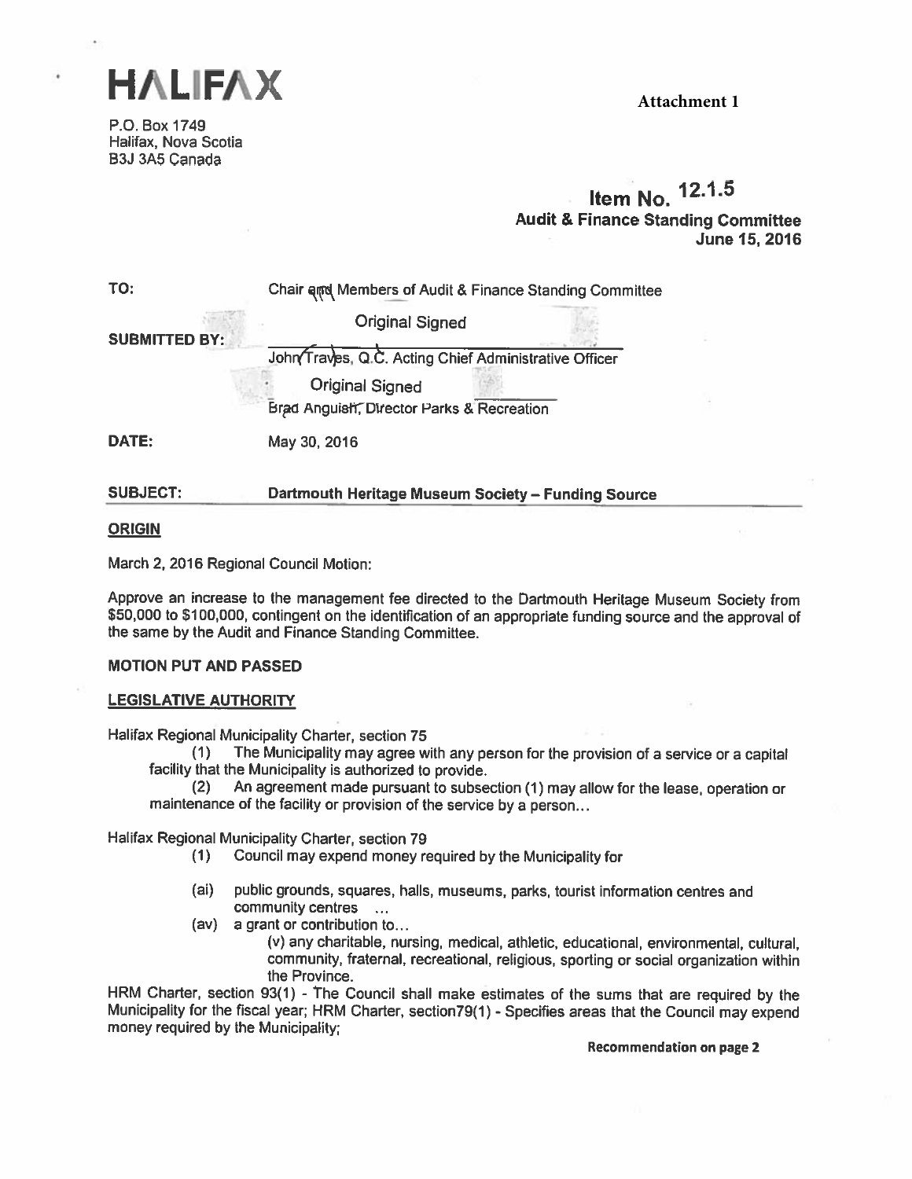# HALIFAX

P.O. Box 1749
Halifax, Nova Scotia
B3J 3A5 Canada

**Attachment 1**

**Item No. 12.1.5**
**Audit & Finance Standing Committee**
**June 15, 2016**

**TO:** Chair and Members of Audit & Finance Standing Committee

**SUBMITTED BY:**

Original Signed

John Traves, Q.C. Acting Chief Administrative Officer

Original Signed

Brad Anguish, Director Parks & Recreation

**DATE:** May 30, 2016

**SUBJECT:** **Dartmouth Heritage Museum Society – Funding Source**

## ORIGIN

March 2, 2016 Regional Council Motion:

Approve an increase to the management fee directed to the Dartmouth Heritage Museum Society from $50,000 to $100,000, contingent on the identification of an appropriate funding source and the approval of the same by the Audit and Finance Standing Committee.

**MOTION PUT AND PASSED**

## LEGISLATIVE AUTHORITY

Halifax Regional Municipality Charter, section 75

(1) The Municipality may agree with any person for the provision of a service or a capital facility that the Municipality is authorized to provide.

(2) An agreement made pursuant to subsection (1) may allow for the lease, operation or maintenance of the facility or provision of the service by a person…

Halifax Regional Municipality Charter, section 79

(1) Council may expend money required by the Municipality for

(ai) public grounds, squares, halls, museums, parks, tourist information centres and community centres …

(av) a grant or contribution to…

(v) any charitable, nursing, medical, athletic, educational, environmental, cultural, community, fraternal, recreational, religious, sporting or social organization within the Province.

HRM Charter, section 93(1) - The Council shall make estimates of the sums that are required by the Municipality for the fiscal year; HRM Charter, section79(1) - Specifies areas that the Council may expend money required by the Municipality;

**Recommendation on page 2**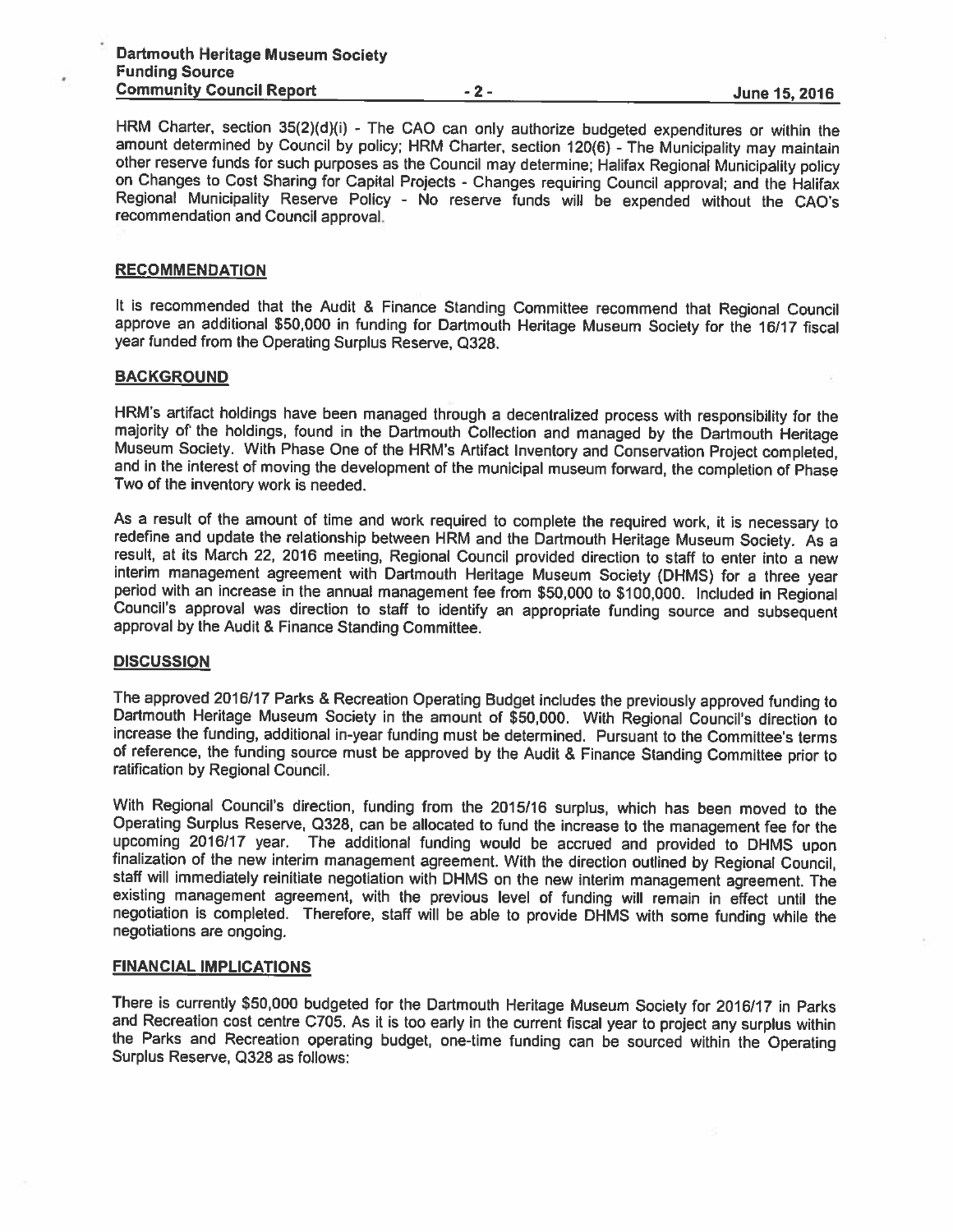HRM Charter, section 35(2)(d)(i) - The CAO can only authorize budgeted expenditures or within the amount determined by Council by policy; HRM Charter, section 120(6) - The Municipality may maintain other reserve funds for such purposes as the Council may determine; Halifax Regional Municipality policy on Changes to Cost Sharing for Capital Projects - Changes requiring Council approval; and the Halifax Regional Municipality Reserve Policy - No reserve funds will be expended without the CAO's recommendation and Council approval.

## RECOMMENDATION

It is recommended that the Audit & Finance Standing Committee recommend that Regional Council approve an additional $50,000 in funding for Dartmouth Heritage Museum Society for the 16/17 fiscal year funded from the Operating Surplus Reserve, Q328.

## BACKGROUND

HRM's artifact holdings have been managed through a decentralized process with responsibility for the majority of the holdings, found in the Dartmouth Collection and managed by the Dartmouth Heritage Museum Society. With Phase One of the HRM's Artifact Inventory and Conservation Project completed, and in the interest of moving the development of the municipal museum forward, the completion of Phase Two of the inventory work is needed.

As a result of the amount of time and work required to complete the required work, it is necessary to redefine and update the relationship between HRM and the Dartmouth Heritage Museum Society. As a result, at its March 22, 2016 meeting, Regional Council provided direction to staff to enter into a new interim management agreement with Dartmouth Heritage Museum Society (DHMS) for a three year period with an increase in the annual management fee from $50,000 to $100,000. Included in Regional Council's approval was direction to staff to identify an appropriate funding source and subsequent approval by the Audit & Finance Standing Committee.

## DISCUSSION

The approved 2016/17 Parks & Recreation Operating Budget includes the previously approved funding to Dartmouth Heritage Museum Society in the amount of $50,000. With Regional Council's direction to increase the funding, additional in-year funding must be determined. Pursuant to the Committee's terms of reference, the funding source must be approved by the Audit & Finance Standing Committee prior to ratification by Regional Council.

With Regional Council's direction, funding from the 2015/16 surplus, which has been moved to the Operating Surplus Reserve, Q328, can be allocated to fund the increase to the management fee for the upcoming 2016/17 year. The additional funding would be accrued and provided to DHMS upon finalization of the new interim management agreement. With the direction outlined by Regional Council, staff will immediately reinitiate negotiation with DHMS on the new interim management agreement. The existing management agreement, with the previous level of funding will remain in effect until the negotiation is completed. Therefore, staff will be able to provide DHMS with some funding while the negotiations are ongoing.

## FINANCIAL IMPLICATIONS

There is currently $50,000 budgeted for the Dartmouth Heritage Museum Society for 2016/17 in Parks and Recreation cost centre C705. As it is too early in the current fiscal year to project any surplus within the Parks and Recreation operating budget, one-time funding can be sourced within the Operating Surplus Reserve, Q328 as follows: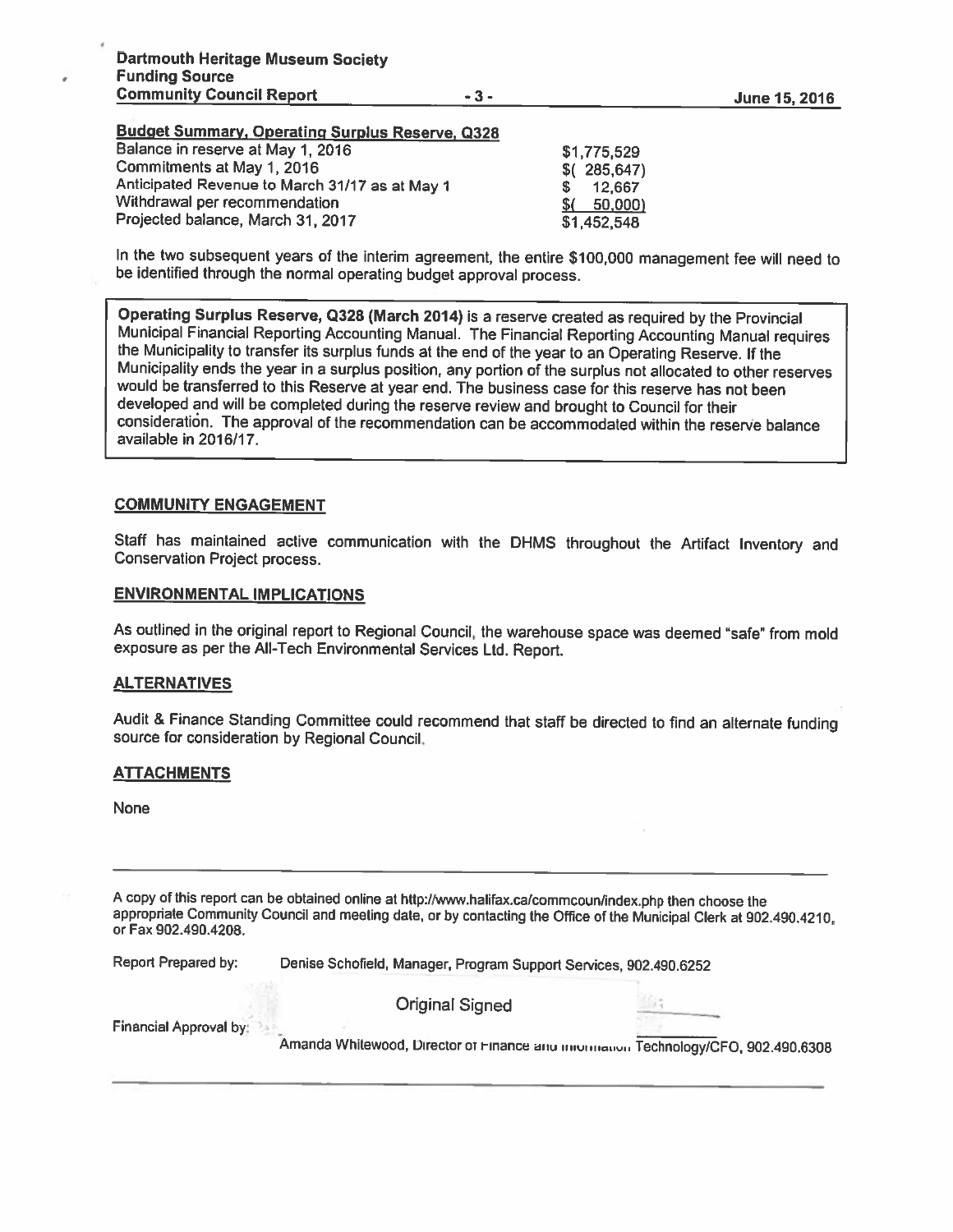**Budget Summary, Operating Surplus Reserve, Q328**

| | |
|---|---|
| Balance in reserve at May 1, 2016 | $1,775,529 |
| Commitments at May 1, 2016 | $( 285,647) |
| Anticipated Revenue to March 31/17 as at May 1 | $ 12,667 |
| Withdrawal per recommendation | $( 50,000) |
| Projected balance, March 31, 2017 | $1,452,548 |

In the two subsequent years of the interim agreement, the entire $100,000 management fee will need to be identified through the normal operating budget approval process.

**Operating Surplus Reserve, Q328 (March 2014)** is a reserve created as required by the Provincial Municipal Financial Reporting Accounting Manual. The Financial Reporting Accounting Manual requires the Municipality to transfer its surplus funds at the end of the year to an Operating Reserve. If the Municipality ends the year in a surplus position, any portion of the surplus not allocated to other reserves would be transferred to this Reserve at year end. The business case for this reserve has not been developed and will be completed during the reserve review and brought to Council for their consideration. The approval of the recommendation can be accommodated within the reserve balance available in 2016/17.

## COMMUNITY ENGAGEMENT

Staff has maintained active communication with the DHMS throughout the Artifact Inventory and Conservation Project process.

## ENVIRONMENTAL IMPLICATIONS

As outlined in the original report to Regional Council, the warehouse space was deemed "safe" from mold exposure as per the All-Tech Environmental Services Ltd. Report.

## ALTERNATIVES

Audit & Finance Standing Committee could recommend that staff be directed to find an alternate funding source for consideration by Regional Council.

## ATTACHMENTS

None

---

A copy of this report can be obtained online at http://www.halifax.ca/commcoun/index.php then choose the appropriate Community Council and meeting date, or by contacting the Office of the Municipal Clerk at 902.490.4210, or Fax 902.490.4208.

Report Prepared by: Denise Schofield, Manager, Program Support Services, 902.490.6252

Original Signed

Financial Approval by: Amanda Whitewood, Director of Finance and Information Technology/CFO, 902.490.6308